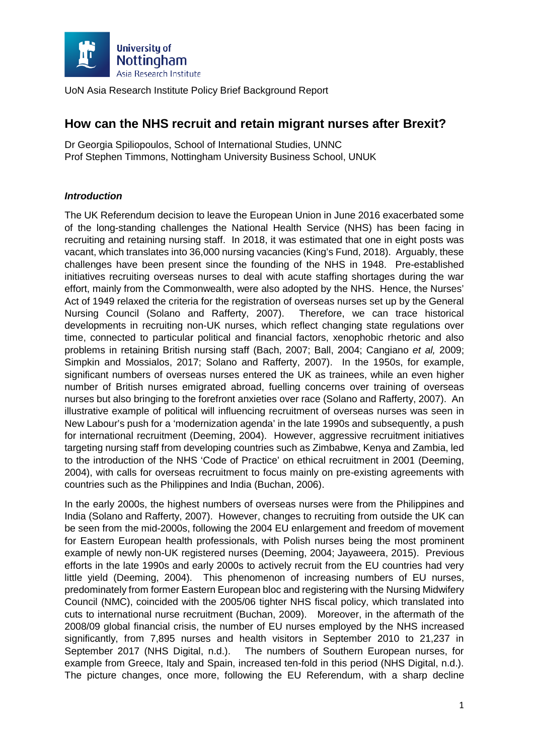UoN Asia Research Institute Policy Brief Background Report

# How can the NHS recruit and retain migrant nurses after Brexit?

Dr Georgia Spiliopoulos, School of International Studies, UNNC
Prof Stephen Timmons, Nottingham University Business School, UNUK

### *Introduction*

The UK Referendum decision to leave the European Union in June 2016 exacerbated some of the long-standing challenges the National Health Service (NHS) has been facing in recruiting and retaining nursing staff. In 2018, it was estimated that one in eight posts was vacant, which translates into 36,000 nursing vacancies (King's Fund, 2018). Arguably, these challenges have been present since the founding of the NHS in 1948. Pre-established initiatives recruiting overseas nurses to deal with acute staffing shortages during the war effort, mainly from the Commonwealth, were also adopted by the NHS. Hence, the Nurses' Act of 1949 relaxed the criteria for the registration of overseas nurses set up by the General Nursing Council (Solano and Rafferty, 2007). Therefore, we can trace historical developments in recruiting non-UK nurses, which reflect changing state regulations over time, connected to particular political and financial factors, xenophobic rhetoric and also problems in retaining British nursing staff (Bach, 2007; Ball, 2004; Cangiano *et al,* 2009; Simpkin and Mossialos, 2017; Solano and Rafferty, 2007). In the 1950s, for example, significant numbers of overseas nurses entered the UK as trainees, while an even higher number of British nurses emigrated abroad, fuelling concerns over training of overseas nurses but also bringing to the forefront anxieties over race (Solano and Rafferty, 2007). An illustrative example of political will influencing recruitment of overseas nurses was seen in New Labour's push for a 'modernization agenda' in the late 1990s and subsequently, a push for international recruitment (Deeming, 2004). However, aggressive recruitment initiatives targeting nursing staff from developing countries such as Zimbabwe, Kenya and Zambia, led to the introduction of the NHS 'Code of Practice' on ethical recruitment in 2001 (Deeming, 2004), with calls for overseas recruitment to focus mainly on pre-existing agreements with countries such as the Philippines and India (Buchan, 2006).

In the early 2000s, the highest numbers of overseas nurses were from the Philippines and India (Solano and Rafferty, 2007). However, changes to recruiting from outside the UK can be seen from the mid-2000s, following the 2004 EU enlargement and freedom of movement for Eastern European health professionals, with Polish nurses being the most prominent example of newly non-UK registered nurses (Deeming, 2004; Jayaweera, 2015). Previous efforts in the late 1990s and early 2000s to actively recruit from the EU countries had very little yield (Deeming, 2004). This phenomenon of increasing numbers of EU nurses, predominately from former Eastern European bloc and registering with the Nursing Midwifery Council (NMC), coincided with the 2005/06 tighter NHS fiscal policy, which translated into cuts to international nurse recruitment (Buchan, 2009). Moreover, in the aftermath of the 2008/09 global financial crisis, the number of EU nurses employed by the NHS increased significantly, from 7,895 nurses and health visitors in September 2010 to 21,237 in September 2017 (NHS Digital, n.d.). The numbers of Southern European nurses, for example from Greece, Italy and Spain, increased ten-fold in this period (NHS Digital, n.d.). The picture changes, once more, following the EU Referendum, with a sharp decline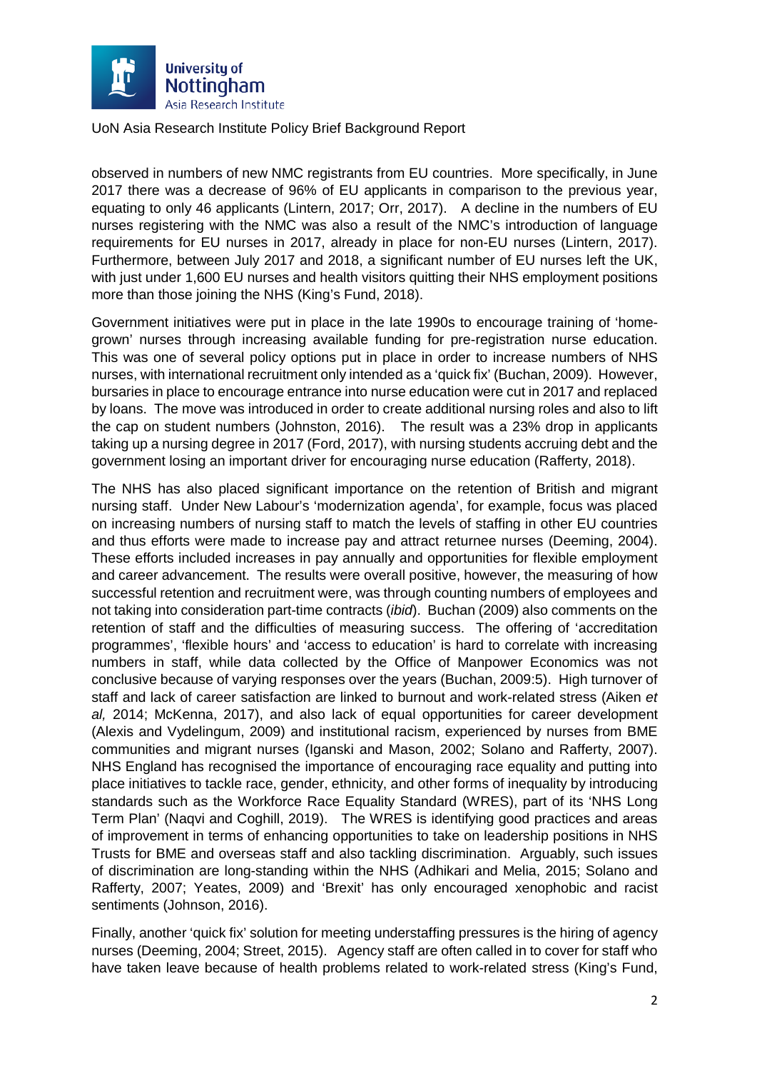observed in numbers of new NMC registrants from EU countries. More specifically, in June 2017 there was a decrease of 96% of EU applicants in comparison to the previous year, equating to only 46 applicants (Lintern, 2017; Orr, 2017). A decline in the numbers of EU nurses registering with the NMC was also a result of the NMC's introduction of language requirements for EU nurses in 2017, already in place for non-EU nurses (Lintern, 2017). Furthermore, between July 2017 and 2018, a significant number of EU nurses left the UK, with just under 1,600 EU nurses and health visitors quitting their NHS employment positions more than those joining the NHS (King's Fund, 2018).

Government initiatives were put in place in the late 1990s to encourage training of 'home-grown' nurses through increasing available funding for pre-registration nurse education. This was one of several policy options put in place in order to increase numbers of NHS nurses, with international recruitment only intended as a 'quick fix' (Buchan, 2009). However, bursaries in place to encourage entrance into nurse education were cut in 2017 and replaced by loans. The move was introduced in order to create additional nursing roles and also to lift the cap on student numbers (Johnston, 2016). The result was a 23% drop in applicants taking up a nursing degree in 2017 (Ford, 2017), with nursing students accruing debt and the government losing an important driver for encouraging nurse education (Rafferty, 2018).

The NHS has also placed significant importance on the retention of British and migrant nursing staff. Under New Labour's 'modernization agenda', for example, focus was placed on increasing numbers of nursing staff to match the levels of staffing in other EU countries and thus efforts were made to increase pay and attract returnee nurses (Deeming, 2004). These efforts included increases in pay annually and opportunities for flexible employment and career advancement. The results were overall positive, however, the measuring of how successful retention and recruitment were, was through counting numbers of employees and not taking into consideration part-time contracts (*ibid*). Buchan (2009) also comments on the retention of staff and the difficulties of measuring success. The offering of 'accreditation programmes', 'flexible hours' and 'access to education' is hard to correlate with increasing numbers in staff, while data collected by the Office of Manpower Economics was not conclusive because of varying responses over the years (Buchan, 2009:5). High turnover of staff and lack of career satisfaction are linked to burnout and work-related stress (Aiken *et al,* 2014; McKenna, 2017), and also lack of equal opportunities for career development (Alexis and Vydelingum, 2009) and institutional racism, experienced by nurses from BME communities and migrant nurses (Iganski and Mason, 2002; Solano and Rafferty, 2007). NHS England has recognised the importance of encouraging race equality and putting into place initiatives to tackle race, gender, ethnicity, and other forms of inequality by introducing standards such as the Workforce Race Equality Standard (WRES), part of its 'NHS Long Term Plan' (Naqvi and Coghill, 2019). The WRES is identifying good practices and areas of improvement in terms of enhancing opportunities to take on leadership positions in NHS Trusts for BME and overseas staff and also tackling discrimination. Arguably, such issues of discrimination are long-standing within the NHS (Adhikari and Melia, 2015; Solano and Rafferty, 2007; Yeates, 2009) and 'Brexit' has only encouraged xenophobic and racist sentiments (Johnson, 2016).

Finally, another 'quick fix' solution for meeting understaffing pressures is the hiring of agency nurses (Deeming, 2004; Street, 2015). Agency staff are often called in to cover for staff who have taken leave because of health problems related to work-related stress (King's Fund,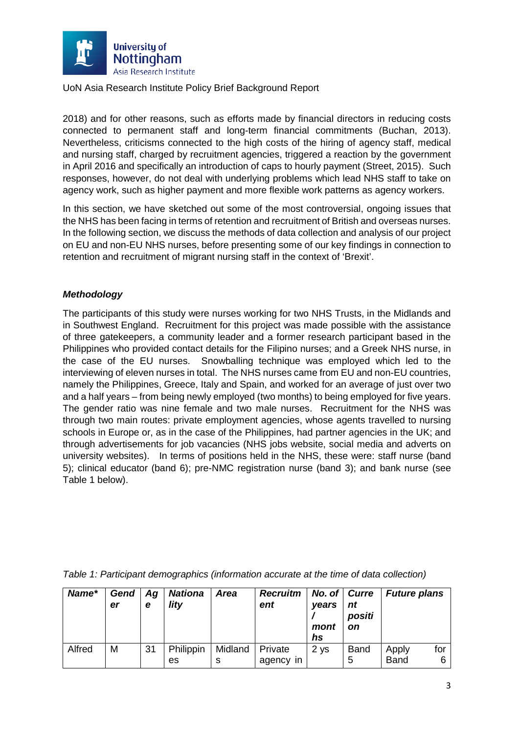2018) and for other reasons, such as efforts made by financial directors in reducing costs connected to permanent staff and long-term financial commitments (Buchan, 2013). Nevertheless, criticisms connected to the high costs of the hiring of agency staff, medical and nursing staff, charged by recruitment agencies, triggered a reaction by the government in April 2016 and specifically an introduction of caps to hourly payment (Street, 2015). Such responses, however, do not deal with underlying problems which lead NHS staff to take on agency work, such as higher payment and more flexible work patterns as agency workers.

In this section, we have sketched out some of the most controversial, ongoing issues that the NHS has been facing in terms of retention and recruitment of British and overseas nurses. In the following section, we discuss the methods of data collection and analysis of our project on EU and non-EU NHS nurses, before presenting some of our key findings in connection to retention and recruitment of migrant nursing staff in the context of 'Brexit'.

### ***Methodology***

The participants of this study were nurses working for two NHS Trusts, in the Midlands and in Southwest England. Recruitment for this project was made possible with the assistance of three gatekeepers, a community leader and a former research participant based in the Philippines who provided contact details for the Filipino nurses; and a Greek NHS nurse, in the case of the EU nurses. Snowballing technique was employed which led to the interviewing of eleven nurses in total. The NHS nurses came from EU and non-EU countries, namely the Philippines, Greece, Italy and Spain, and worked for an average of just over two and a half years – from being newly employed (two months) to being employed for five years. The gender ratio was nine female and two male nurses. Recruitment for the NHS was through two main routes: private employment agencies, whose agents travelled to nursing schools in Europe or, as in the case of the Philippines, had partner agencies in the UK; and through advertisements for job vacancies (NHS jobs website, social media and adverts on university websites). In terms of positions held in the NHS, these were: staff nurse (band 5); clinical educator (band 6); pre-NMC registration nurse (band 3); and bank nurse (see Table 1 below).

*Table 1: Participant demographics (information accurate at the time of data collection)*

| ***Name**** | ***Gender*** | ***Age*** | ***Nationality*** | ***Area*** | ***Recruitment*** | ***No. of years / months*** | ***Current position*** | ***Future plans*** |
|---|---|---|---|---|---|---|---|---|
| Alfred | M | 31 | Philippines | Midlands | Private agency in | 2 ys | Band 5 | Apply for Band 6 |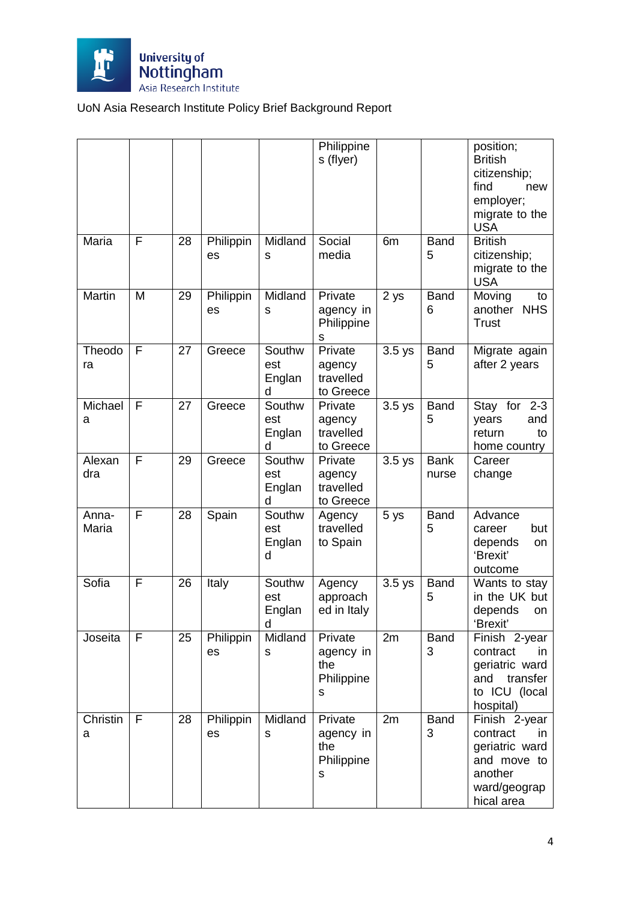| | | | | | | | | |
|---|---|---|---|---|---|---|---|---|
| | | | | | Philippines (flyer) | | | position; British citizenship; find new employer; migrate to the USA |
| Maria | F | 28 | Philippines | Midlands | Social media | 6m | Band 5 | British citizenship; migrate to the USA |
| Martin | M | 29 | Philippines | Midlands | Private agency in Philippines | 2 ys | Band 6 | Moving to another NHS Trust |
| Theodora | F | 27 | Greece | Southwest England | Private agency travelled to Greece | 3.5 ys | Band 5 | Migrate again after 2 years |
| Michaela | F | 27 | Greece | Southwest England | Private agency travelled to Greece | 3.5 ys | Band 5 | Stay for 2-3 years and return to home country |
| Alexandra | F | 29 | Greece | Southwest England | Private agency travelled to Greece | 3.5 ys | Bank nurse | Career change |
| Anna-Maria | F | 28 | Spain | Southwest England | Agency travelled to Spain | 5 ys | Band 5 | Advance career but depends on 'Brexit' outcome |
| Sofia | F | 26 | Italy | Southwest England | Agency approached in Italy | 3.5 ys | Band 5 | Wants to stay in the UK but depends on 'Brexit' |
| Joseita | F | 25 | Philippines | Midlands | Private agency in the Philippines | 2m | Band 3 | Finish 2-year contract in geriatric ward and transfer to ICU (local hospital) |
| Christina | F | 28 | Philippines | Midlands | Private agency in the Philippines | 2m | Band 3 | Finish 2-year contract in geriatric ward and move to another ward/geographical area |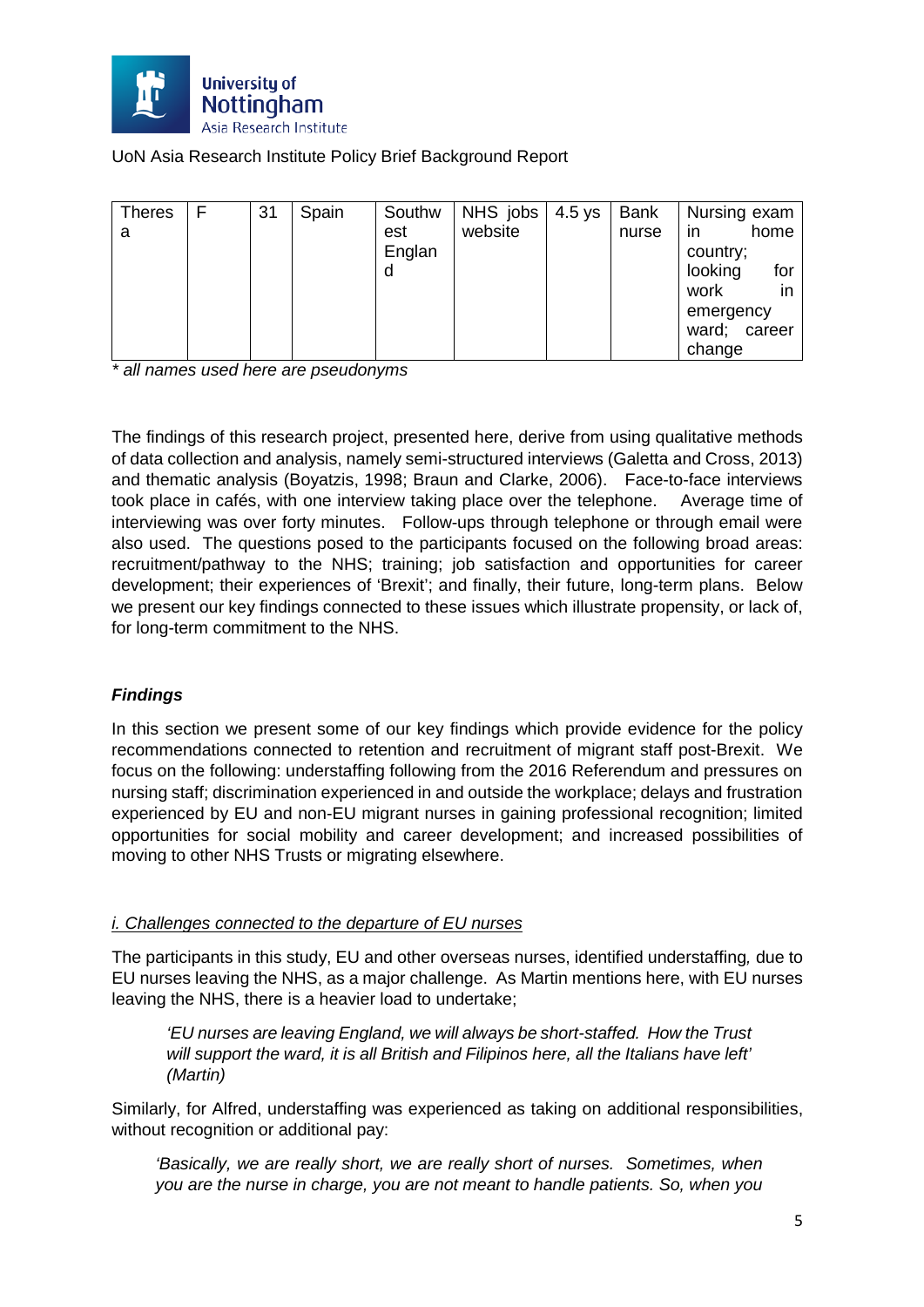| Theresa | F | 31 | Spain | Southwest England | NHS jobs website | 4.5 ys | Bank nurse | Nursing exam in home country; looking for work in emergency ward; career change |
|---|---|---|---|---|---|---|---|---|

*\* all names used here are pseudonyms*

The findings of this research project, presented here, derive from using qualitative methods of data collection and analysis, namely semi-structured interviews (Galetta and Cross, 2013) and thematic analysis (Boyatzis, 1998; Braun and Clarke, 2006). Face-to-face interviews took place in cafés, with one interview taking place over the telephone. Average time of interviewing was over forty minutes. Follow-ups through telephone or through email were also used. The questions posed to the participants focused on the following broad areas: recruitment/pathway to the NHS; training; job satisfaction and opportunities for career development; their experiences of 'Brexit'; and finally, their future, long-term plans. Below we present our key findings connected to these issues which illustrate propensity, or lack of, for long-term commitment to the NHS.

### *Findings*

In this section we present some of our key findings which provide evidence for the policy recommendations connected to retention and recruitment of migrant staff post-Brexit. We focus on the following: understaffing following from the 2016 Referendum and pressures on nursing staff; discrimination experienced in and outside the workplace; delays and frustration experienced by EU and non-EU migrant nurses in gaining professional recognition; limited opportunities for social mobility and career development; and increased possibilities of moving to other NHS Trusts or migrating elsewhere.

#### i. Challenges connected to the departure of EU nurses

The participants in this study, EU and other overseas nurses, identified understaffing*,* due to EU nurses leaving the NHS, as a major challenge. As Martin mentions here, with EU nurses leaving the NHS, there is a heavier load to undertake;

> *'EU nurses are leaving England, we will always be short-staffed. How the Trust will support the ward, it is all British and Filipinos here, all the Italians have left' (Martin)*

Similarly, for Alfred, understaffing was experienced as taking on additional responsibilities, without recognition or additional pay:

> *'Basically, we are really short, we are really short of nurses. Sometimes, when you are the nurse in charge, you are not meant to handle patients. So, when you*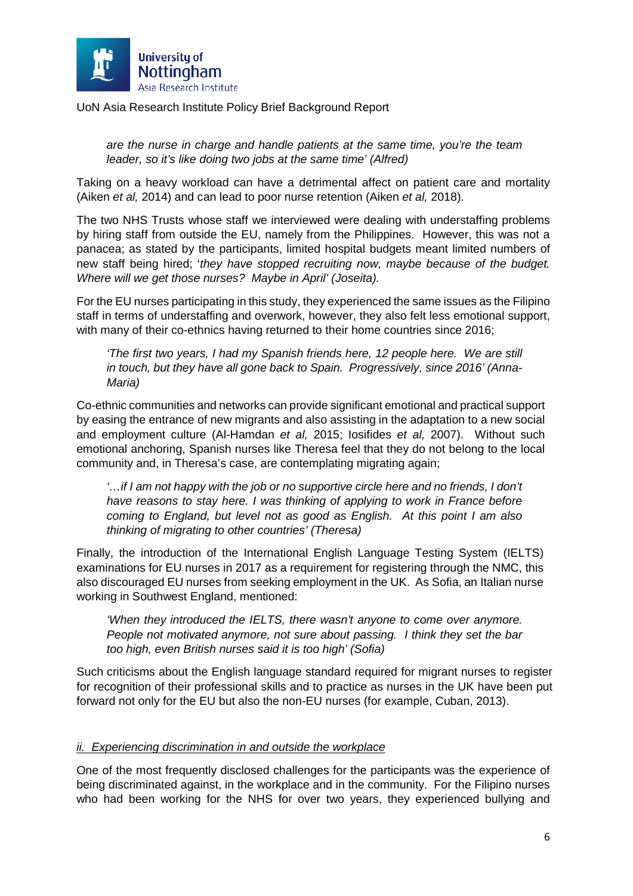*are the nurse in charge and handle patients at the same time, you're the team leader, so it's like doing two jobs at the same time' (Alfred)*

Taking on a heavy workload can have a detrimental affect on patient care and mortality (Aiken *et al,* 2014) and can lead to poor nurse retention (Aiken *et al,* 2018).

The two NHS Trusts whose staff we interviewed were dealing with understaffing problems by hiring staff from outside the EU, namely from the Philippines. However, this was not a panacea; as stated by the participants, limited hospital budgets meant limited numbers of new staff being hired; '*they have stopped recruiting now, maybe because of the budget. Where will we get those nurses? Maybe in April' (Joseita).*

For the EU nurses participating in this study, they experienced the same issues as the Filipino staff in terms of understaffing and overwork, however, they also felt less emotional support, with many of their co-ethnics having returned to their home countries since 2016;

*'The first two years, I had my Spanish friends here, 12 people here. We are still in touch, but they have all gone back to Spain. Progressively, since 2016' (Anna-Maria)*

Co-ethnic communities and networks can provide significant emotional and practical support by easing the entrance of new migrants and also assisting in the adaptation to a new social and employment culture (Al-Hamdan *et al,* 2015; Iosifides *et al,* 2007). Without such emotional anchoring, Spanish nurses like Theresa feel that they do not belong to the local community and, in Theresa's case, are contemplating migrating again;

*'…if I am not happy with the job or no supportive circle here and no friends, I don't have reasons to stay here. I was thinking of applying to work in France before coming to England, but level not as good as English. At this point I am also thinking of migrating to other countries' (Theresa)*

Finally, the introduction of the International English Language Testing System (IELTS) examinations for EU nurses in 2017 as a requirement for registering through the NMC, this also discouraged EU nurses from seeking employment in the UK. As Sofia, an Italian nurse working in Southwest England, mentioned:

*'When they introduced the IELTS, there wasn't anyone to come over anymore. People not motivated anymore, not sure about passing. I think they set the bar too high, even British nurses said it is too high' (Sofia)*

Such criticisms about the English language standard required for migrant nurses to register for recognition of their professional skills and to practice as nurses in the UK have been put forward not only for the EU but also the non-EU nurses (for example, Cuban, 2013).

*ii. Experiencing discrimination in and outside the workplace*

One of the most frequently disclosed challenges for the participants was the experience of being discriminated against, in the workplace and in the community. For the Filipino nurses who had been working for the NHS for over two years, they experienced bullying and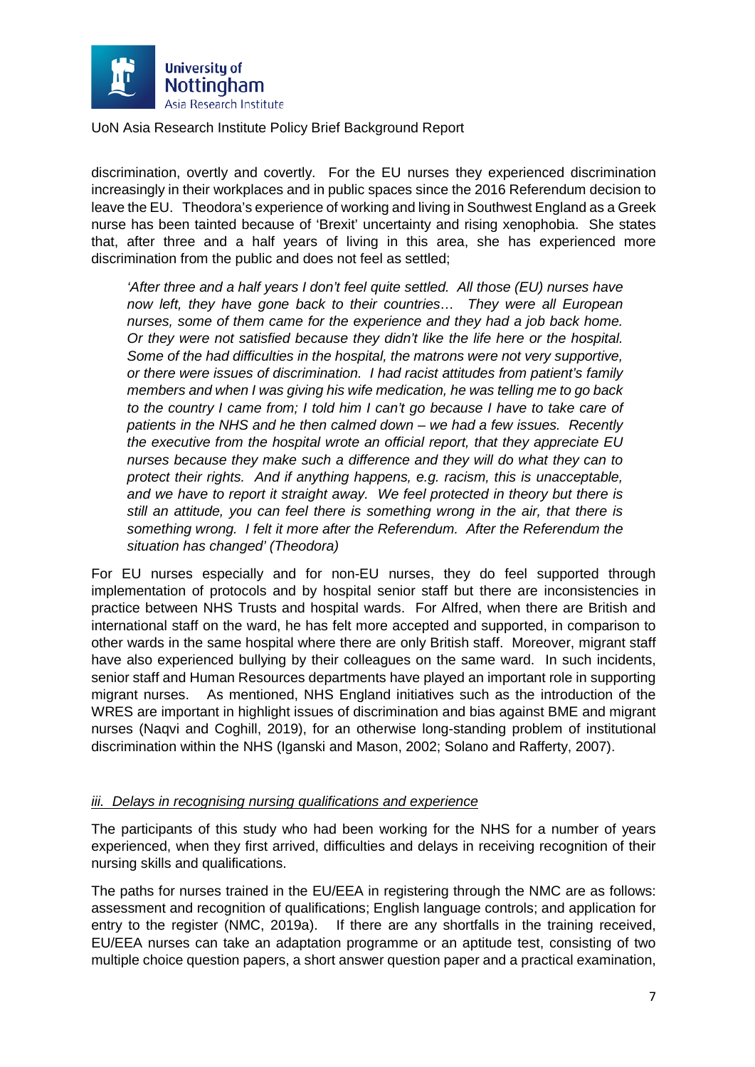discrimination, overtly and covertly. For the EU nurses they experienced discrimination increasingly in their workplaces and in public spaces since the 2016 Referendum decision to leave the EU. Theodora's experience of working and living in Southwest England as a Greek nurse has been tainted because of 'Brexit' uncertainty and rising xenophobia. She states that, after three and a half years of living in this area, she has experienced more discrimination from the public and does not feel as settled;

> *'After three and a half years I don't feel quite settled. All those (EU) nurses have now left, they have gone back to their countries… They were all European nurses, some of them came for the experience and they had a job back home. Or they were not satisfied because they didn't like the life here or the hospital. Some of the had difficulties in the hospital, the matrons were not very supportive, or there were issues of discrimination. I had racist attitudes from patient's family members and when I was giving his wife medication, he was telling me to go back to the country I came from; I told him I can't go because I have to take care of patients in the NHS and he then calmed down – we had a few issues. Recently the executive from the hospital wrote an official report, that they appreciate EU nurses because they make such a difference and they will do what they can to protect their rights. And if anything happens, e.g. racism, this is unacceptable, and we have to report it straight away. We feel protected in theory but there is still an attitude, you can feel there is something wrong in the air, that there is something wrong. I felt it more after the Referendum. After the Referendum the situation has changed' (Theodora)*

For EU nurses especially and for non-EU nurses, they do feel supported through implementation of protocols and by hospital senior staff but there are inconsistencies in practice between NHS Trusts and hospital wards. For Alfred, when there are British and international staff on the ward, he has felt more accepted and supported, in comparison to other wards in the same hospital where there are only British staff. Moreover, migrant staff have also experienced bullying by their colleagues on the same ward. In such incidents, senior staff and Human Resources departments have played an important role in supporting migrant nurses. As mentioned, NHS England initiatives such as the introduction of the WRES are important in highlight issues of discrimination and bias against BME and migrant nurses (Naqvi and Coghill, 2019), for an otherwise long-standing problem of institutional discrimination within the NHS (Iganski and Mason, 2002; Solano and Rafferty, 2007).

### *iii. Delays in recognising nursing qualifications and experience*

The participants of this study who had been working for the NHS for a number of years experienced, when they first arrived, difficulties and delays in receiving recognition of their nursing skills and qualifications.

The paths for nurses trained in the EU/EEA in registering through the NMC are as follows: assessment and recognition of qualifications; English language controls; and application for entry to the register (NMC, 2019a). If there are any shortfalls in the training received, EU/EEA nurses can take an adaptation programme or an aptitude test, consisting of two multiple choice question papers, a short answer question paper and a practical examination,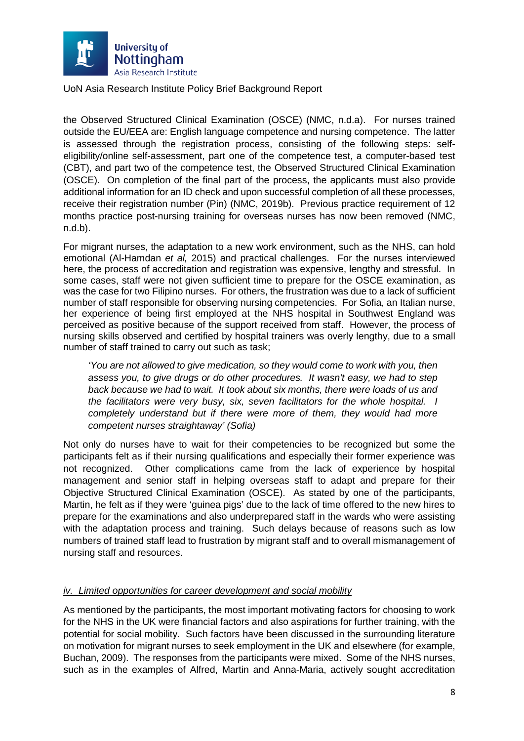the Observed Structured Clinical Examination (OSCE) (NMC, n.d.a). For nurses trained outside the EU/EEA are: English language competence and nursing competence. The latter is assessed through the registration process, consisting of the following steps: self-eligibility/online self-assessment, part one of the competence test, a computer-based test (CBT), and part two of the competence test, the Observed Structured Clinical Examination (OSCE). On completion of the final part of the process, the applicants must also provide additional information for an ID check and upon successful completion of all these processes, receive their registration number (Pin) (NMC, 2019b). Previous practice requirement of 12 months practice post-nursing training for overseas nurses has now been removed (NMC, n.d.b).

For migrant nurses, the adaptation to a new work environment, such as the NHS, can hold emotional (Al-Hamdan *et al,* 2015) and practical challenges. For the nurses interviewed here, the process of accreditation and registration was expensive, lengthy and stressful. In some cases, staff were not given sufficient time to prepare for the OSCE examination, as was the case for two Filipino nurses. For others, the frustration was due to a lack of sufficient number of staff responsible for observing nursing competencies. For Sofia, an Italian nurse, her experience of being first employed at the NHS hospital in Southwest England was perceived as positive because of the support received from staff. However, the process of nursing skills observed and certified by hospital trainers was overly lengthy, due to a small number of staff trained to carry out such as task;

> *'You are not allowed to give medication, so they would come to work with you, then assess you, to give drugs or do other procedures. It wasn't easy, we had to step back because we had to wait. It took about six months, there were loads of us and the facilitators were very busy, six, seven facilitators for the whole hospital. I completely understand but if there were more of them, they would had more competent nurses straightaway' (Sofia)*

Not only do nurses have to wait for their competencies to be recognized but some the participants felt as if their nursing qualifications and especially their former experience was not recognized. Other complications came from the lack of experience by hospital management and senior staff in helping overseas staff to adapt and prepare for their Objective Structured Clinical Examination (OSCE). As stated by one of the participants, Martin, he felt as if they were 'guinea pigs' due to the lack of time offered to the new hires to prepare for the examinations and also underprepared staff in the wards who were assisting with the adaptation process and training. Such delays because of reasons such as low numbers of trained staff lead to frustration by migrant staff and to overall mismanagement of nursing staff and resources.

### *iv. Limited opportunities for career development and social mobility*

As mentioned by the participants, the most important motivating factors for choosing to work for the NHS in the UK were financial factors and also aspirations for further training, with the potential for social mobility. Such factors have been discussed in the surrounding literature on motivation for migrant nurses to seek employment in the UK and elsewhere (for example, Buchan, 2009). The responses from the participants were mixed. Some of the NHS nurses, such as in the examples of Alfred, Martin and Anna-Maria, actively sought accreditation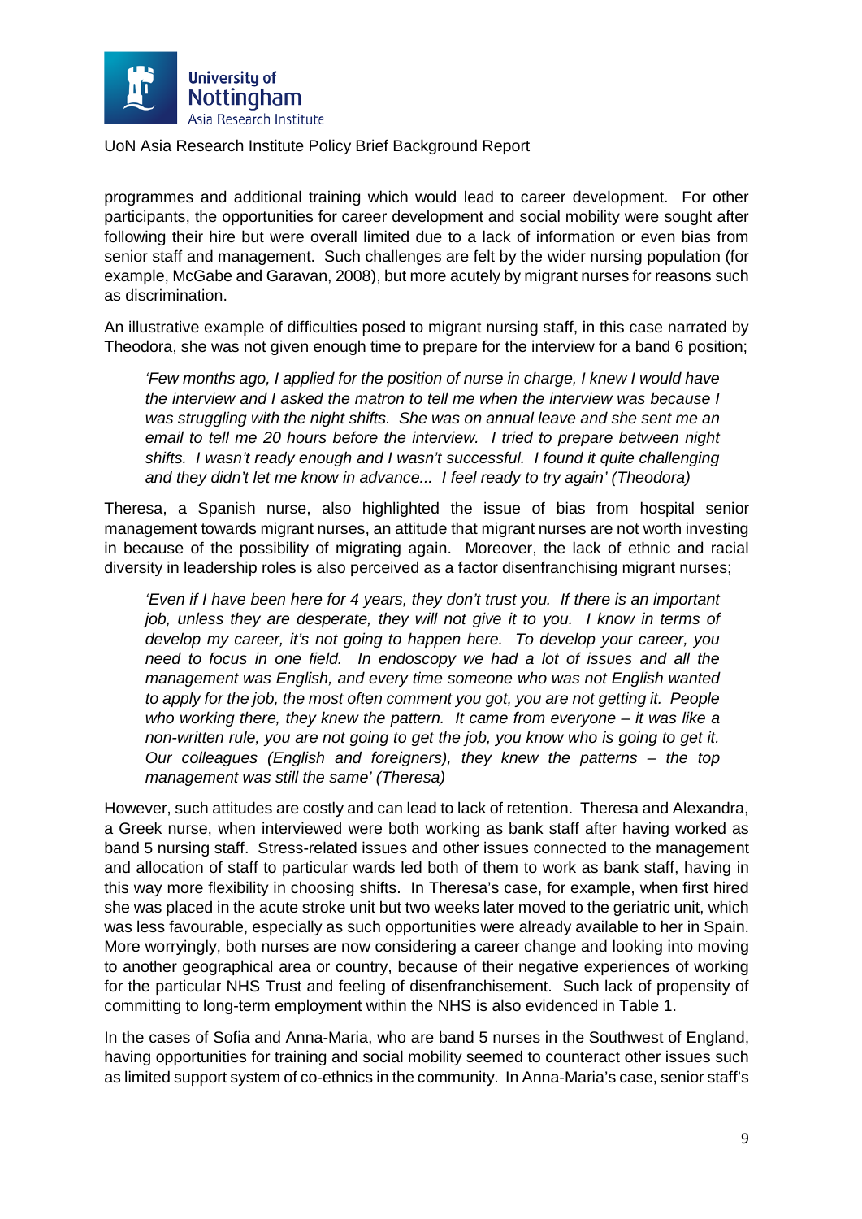programmes and additional training which would lead to career development. For other participants, the opportunities for career development and social mobility were sought after following their hire but were overall limited due to a lack of information or even bias from senior staff and management. Such challenges are felt by the wider nursing population (for example, McGabe and Garavan, 2008), but more acutely by migrant nurses for reasons such as discrimination.

An illustrative example of difficulties posed to migrant nursing staff, in this case narrated by Theodora, she was not given enough time to prepare for the interview for a band 6 position;

> *'Few months ago, I applied for the position of nurse in charge, I knew I would have the interview and I asked the matron to tell me when the interview was because I was struggling with the night shifts. She was on annual leave and she sent me an email to tell me 20 hours before the interview. I tried to prepare between night shifts. I wasn't ready enough and I wasn't successful. I found it quite challenging and they didn't let me know in advance... I feel ready to try again' (Theodora)*

Theresa, a Spanish nurse, also highlighted the issue of bias from hospital senior management towards migrant nurses, an attitude that migrant nurses are not worth investing in because of the possibility of migrating again. Moreover, the lack of ethnic and racial diversity in leadership roles is also perceived as a factor disenfranchising migrant nurses;

> *'Even if I have been here for 4 years, they don't trust you. If there is an important job, unless they are desperate, they will not give it to you. I know in terms of develop my career, it's not going to happen here. To develop your career, you need to focus in one field. In endoscopy we had a lot of issues and all the management was English, and every time someone who was not English wanted to apply for the job, the most often comment you got, you are not getting it. People who working there, they knew the pattern. It came from everyone – it was like a non-written rule, you are not going to get the job, you know who is going to get it. Our colleagues (English and foreigners), they knew the patterns – the top management was still the same' (Theresa)*

However, such attitudes are costly and can lead to lack of retention. Theresa and Alexandra, a Greek nurse, when interviewed were both working as bank staff after having worked as band 5 nursing staff. Stress-related issues and other issues connected to the management and allocation of staff to particular wards led both of them to work as bank staff, having in this way more flexibility in choosing shifts. In Theresa's case, for example, when first hired she was placed in the acute stroke unit but two weeks later moved to the geriatric unit, which was less favourable, especially as such opportunities were already available to her in Spain. More worryingly, both nurses are now considering a career change and looking into moving to another geographical area or country, because of their negative experiences of working for the particular NHS Trust and feeling of disenfranchisement. Such lack of propensity of committing to long-term employment within the NHS is also evidenced in Table 1.

In the cases of Sofia and Anna-Maria, who are band 5 nurses in the Southwest of England, having opportunities for training and social mobility seemed to counteract other issues such as limited support system of co-ethnics in the community. In Anna-Maria's case, senior staff's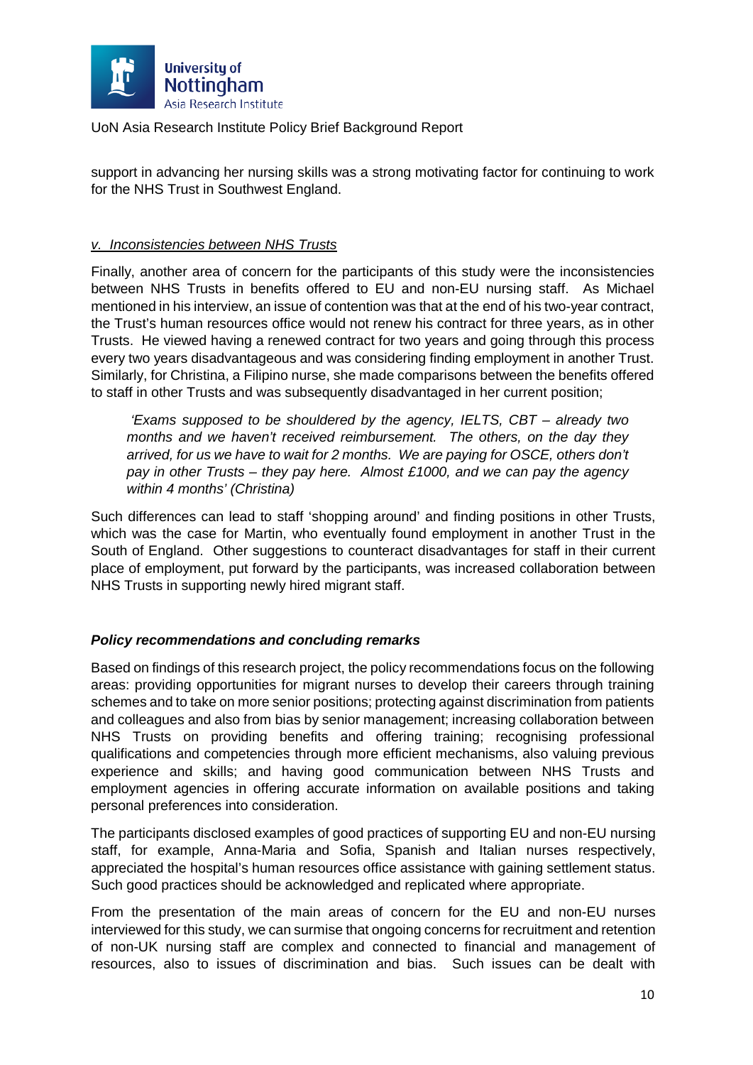support in advancing her nursing skills was a strong motivating factor for continuing to work for the NHS Trust in Southwest England.

*v. Inconsistencies between NHS Trusts*

Finally, another area of concern for the participants of this study were the inconsistencies between NHS Trusts in benefits offered to EU and non-EU nursing staff. As Michael mentioned in his interview, an issue of contention was that at the end of his two-year contract, the Trust's human resources office would not renew his contract for three years, as in other Trusts. He viewed having a renewed contract for two years and going through this process every two years disadvantageous and was considering finding employment in another Trust. Similarly, for Christina, a Filipino nurse, she made comparisons between the benefits offered to staff in other Trusts and was subsequently disadvantaged in her current position;

> *'Exams supposed to be shouldered by the agency, IELTS, CBT – already two months and we haven't received reimbursement. The others, on the day they arrived, for us we have to wait for 2 months. We are paying for OSCE, others don't pay in other Trusts – they pay here. Almost £1000, and we can pay the agency within 4 months' (Christina)*

Such differences can lead to staff 'shopping around' and finding positions in other Trusts, which was the case for Martin, who eventually found employment in another Trust in the South of England. Other suggestions to counteract disadvantages for staff in their current place of employment, put forward by the participants, was increased collaboration between NHS Trusts in supporting newly hired migrant staff.

***Policy recommendations and concluding remarks***

Based on findings of this research project, the policy recommendations focus on the following areas: providing opportunities for migrant nurses to develop their careers through training schemes and to take on more senior positions; protecting against discrimination from patients and colleagues and also from bias by senior management; increasing collaboration between NHS Trusts on providing benefits and offering training; recognising professional qualifications and competencies through more efficient mechanisms, also valuing previous experience and skills; and having good communication between NHS Trusts and employment agencies in offering accurate information on available positions and taking personal preferences into consideration.

The participants disclosed examples of good practices of supporting EU and non-EU nursing staff, for example, Anna-Maria and Sofia, Spanish and Italian nurses respectively, appreciated the hospital's human resources office assistance with gaining settlement status. Such good practices should be acknowledged and replicated where appropriate.

From the presentation of the main areas of concern for the EU and non-EU nurses interviewed for this study, we can surmise that ongoing concerns for recruitment and retention of non-UK nursing staff are complex and connected to financial and management of resources, also to issues of discrimination and bias. Such issues can be dealt with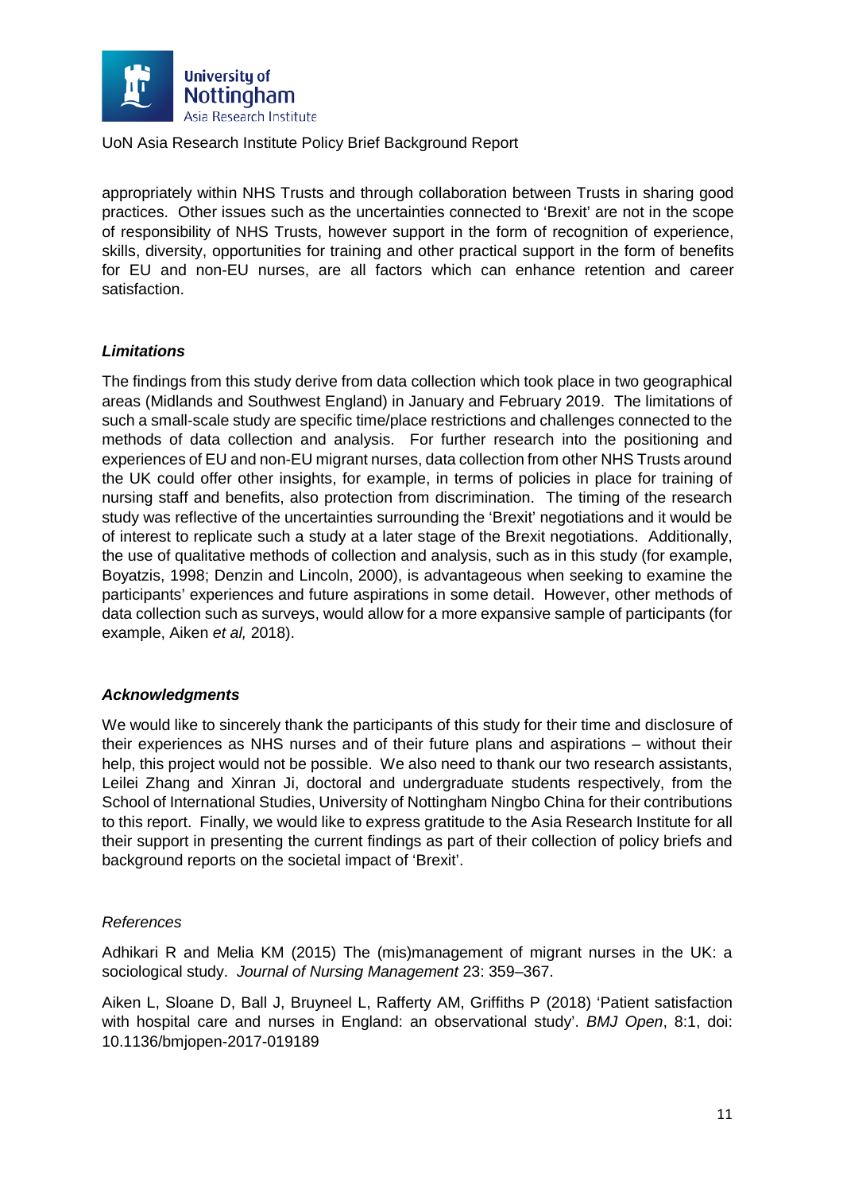appropriately within NHS Trusts and through collaboration between Trusts in sharing good practices. Other issues such as the uncertainties connected to 'Brexit' are not in the scope of responsibility of NHS Trusts, however support in the form of recognition of experience, skills, diversity, opportunities for training and other practical support in the form of benefits for EU and non-EU nurses, are all factors which can enhance retention and career satisfaction.

### ***Limitations***

The findings from this study derive from data collection which took place in two geographical areas (Midlands and Southwest England) in January and February 2019. The limitations of such a small-scale study are specific time/place restrictions and challenges connected to the methods of data collection and analysis. For further research into the positioning and experiences of EU and non-EU migrant nurses, data collection from other NHS Trusts around the UK could offer other insights, for example, in terms of policies in place for training of nursing staff and benefits, also protection from discrimination. The timing of the research study was reflective of the uncertainties surrounding the 'Brexit' negotiations and it would be of interest to replicate such a study at a later stage of the Brexit negotiations. Additionally, the use of qualitative methods of collection and analysis, such as in this study (for example, Boyatzis, 1998; Denzin and Lincoln, 2000), is advantageous when seeking to examine the participants' experiences and future aspirations in some detail. However, other methods of data collection such as surveys, would allow for a more expansive sample of participants (for example, Aiken *et al,* 2018).

### ***Acknowledgments***

We would like to sincerely thank the participants of this study for their time and disclosure of their experiences as NHS nurses and of their future plans and aspirations – without their help, this project would not be possible. We also need to thank our two research assistants, Leilei Zhang and Xinran Ji, doctoral and undergraduate students respectively, from the School of International Studies, University of Nottingham Ningbo China for their contributions to this report. Finally, we would like to express gratitude to the Asia Research Institute for all their support in presenting the current findings as part of their collection of policy briefs and background reports on the societal impact of 'Brexit'.

### *References*

Adhikari R and Melia KM (2015) The (mis)management of migrant nurses in the UK: a sociological study. *Journal of Nursing Management* 23: 359–367.

Aiken L, Sloane D, Ball J, Bruyneel L, Rafferty AM, Griffiths P (2018) 'Patient satisfaction with hospital care and nurses in England: an observational study'. *BMJ Open*, 8:1, doi: 10.1136/bmjopen-2017-019189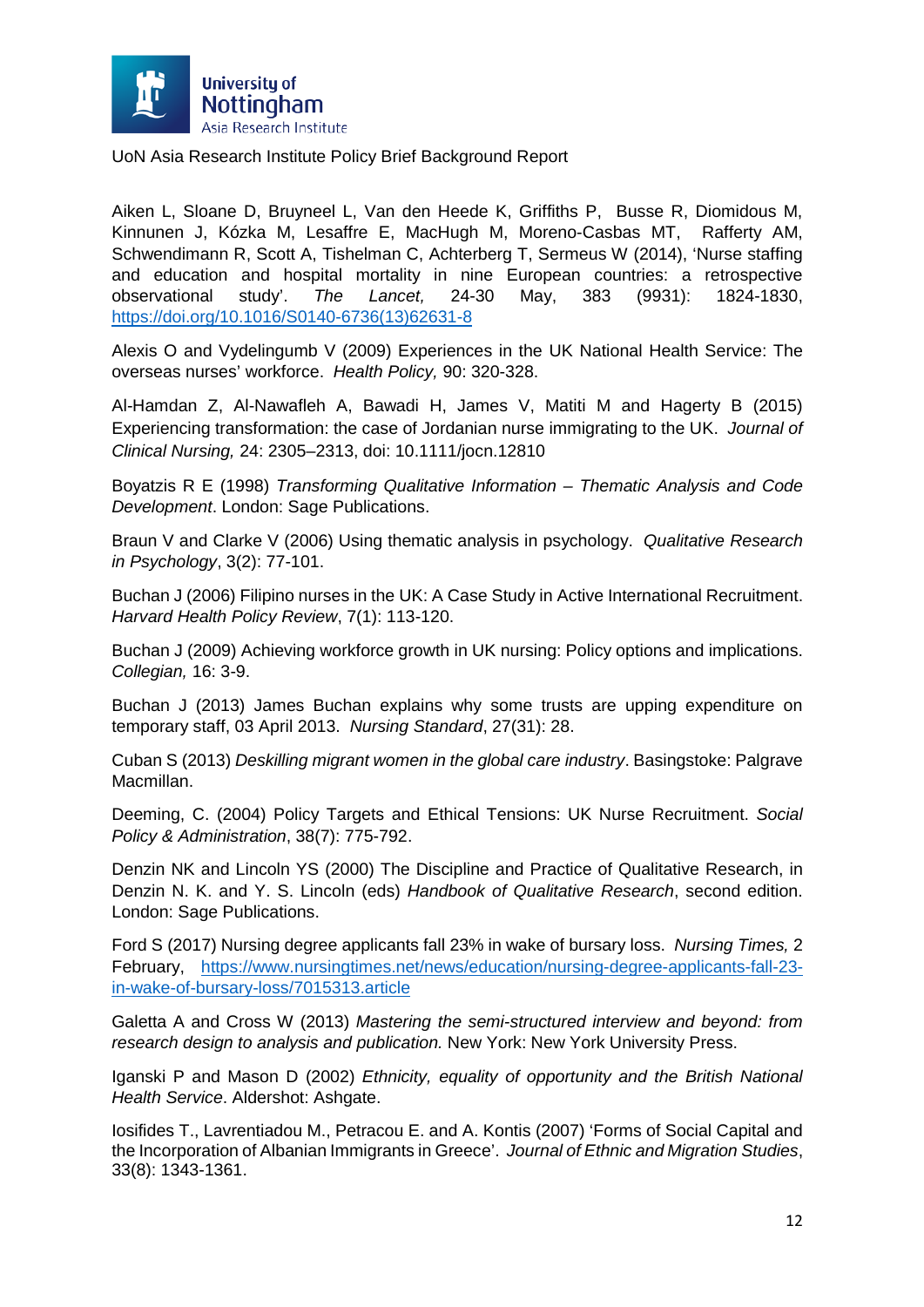Aiken L, Sloane D, Bruyneel L, Van den Heede K, Griffiths P, Busse R, Diomidous M, Kinnunen J, Kózka M, Lesaffre E, MacHugh M, Moreno-Casbas MT, Rafferty AM, Schwendimann R, Scott A, Tishelman C, Achterberg T, Sermeus W (2014), 'Nurse staffing and education and hospital mortality in nine European countries: a retrospective observational study'. *The Lancet,* 24-30 May, 383 (9931): 1824-1830, https://doi.org/10.1016/S0140-6736(13)62631-8

Alexis O and Vydelingumb V (2009) Experiences in the UK National Health Service: The overseas nurses' workforce. *Health Policy,* 90: 320-328.

Al-Hamdan Z, Al-Nawafleh A, Bawadi H, James V, Matiti M and Hagerty B (2015) Experiencing transformation: the case of Jordanian nurse immigrating to the UK. *Journal of Clinical Nursing,* 24: 2305–2313, doi: 10.1111/jocn.12810

Boyatzis R E (1998) *Transforming Qualitative Information – Thematic Analysis and Code Development*. London: Sage Publications.

Braun V and Clarke V (2006) Using thematic analysis in psychology. *Qualitative Research in Psychology*, 3(2): 77-101.

Buchan J (2006) Filipino nurses in the UK: A Case Study in Active International Recruitment. *Harvard Health Policy Review*, 7(1): 113-120.

Buchan J (2009) Achieving workforce growth in UK nursing: Policy options and implications. *Collegian,* 16: 3-9.

Buchan J (2013) James Buchan explains why some trusts are upping expenditure on temporary staff, 03 April 2013. *Nursing Standard*, 27(31): 28.

Cuban S (2013) *Deskilling migrant women in the global care industry*. Basingstoke: Palgrave Macmillan.

Deeming, C. (2004) Policy Targets and Ethical Tensions: UK Nurse Recruitment. *Social Policy & Administration*, 38(7): 775-792.

Denzin NK and Lincoln YS (2000) The Discipline and Practice of Qualitative Research, in Denzin N. K. and Y. S. Lincoln (eds) *Handbook of Qualitative Research*, second edition. London: Sage Publications.

Ford S (2017) Nursing degree applicants fall 23% in wake of bursary loss. *Nursing Times,* 2 February, https://www.nursingtimes.net/news/education/nursing-degree-applicants-fall-23-in-wake-of-bursary-loss/7015313.article

Galetta A and Cross W (2013) *Mastering the semi-structured interview and beyond: from research design to analysis and publication.* New York: New York University Press.

Iganski P and Mason D (2002) *Ethnicity, equality of opportunity and the British National Health Service*. Aldershot: Ashgate.

Iosifides T., Lavrentiadou M., Petracou E. and A. Kontis (2007) 'Forms of Social Capital and the Incorporation of Albanian Immigrants in Greece'. *Journal of Ethnic and Migration Studies*, 33(8): 1343-1361.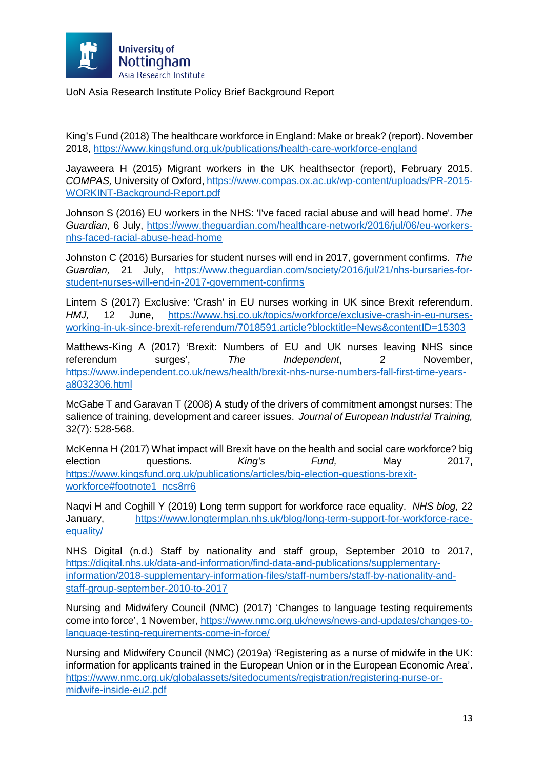King's Fund (2018) The healthcare workforce in England: Make or break? (report). November 2018, https://www.kingsfund.org.uk/publications/health-care-workforce-england

Jayaweera H (2015) Migrant workers in the UK healthsector (report), February 2015. *COMPAS,* University of Oxford, https://www.compas.ox.ac.uk/wp-content/uploads/PR-2015-WORKINT-Background-Report.pdf

Johnson S (2016) EU workers in the NHS: 'I've faced racial abuse and will head home'. *The Guardian*, 6 July, https://www.theguardian.com/healthcare-network/2016/jul/06/eu-workers-nhs-faced-racial-abuse-head-home

Johnston C (2016) Bursaries for student nurses will end in 2017, government confirms. *The Guardian,* 21 July, https://www.theguardian.com/society/2016/jul/21/nhs-bursaries-for-student-nurses-will-end-in-2017-government-confirms

Lintern S (2017) Exclusive: 'Crash' in EU nurses working in UK since Brexit referendum. *HMJ,* 12 June, https://www.hsj.co.uk/topics/workforce/exclusive-crash-in-eu-nurses-working-in-uk-since-brexit-referendum/7018591.article?blocktitle=News&contentID=15303

Matthews-King A (2017) 'Brexit: Numbers of EU and UK nurses leaving NHS since referendum surges', *The Independent*, 2 November, https://www.independent.co.uk/news/health/brexit-nhs-nurse-numbers-fall-first-time-years-a8032306.html

McGabe T and Garavan T (2008) A study of the drivers of commitment amongst nurses: The salience of training, development and career issues. *Journal of European Industrial Training,* 32(7): 528-568.

McKenna H (2017) What impact will Brexit have on the health and social care workforce? big election questions. *King's Fund,* May 2017, https://www.kingsfund.org.uk/publications/articles/big-election-questions-brexit-workforce#footnote1_ncs8rr6

Naqvi H and Coghill Y (2019) Long term support for workforce race equality. *NHS blog,* 22 January, https://www.longtermplan.nhs.uk/blog/long-term-support-for-workforce-race-equality/

NHS Digital (n.d.) Staff by nationality and staff group, September 2010 to 2017, https://digital.nhs.uk/data-and-information/find-data-and-publications/supplementary-information/2018-supplementary-information-files/staff-numbers/staff-by-nationality-and-staff-group-september-2010-to-2017

Nursing and Midwifery Council (NMC) (2017) 'Changes to language testing requirements come into force', 1 November, https://www.nmc.org.uk/news/news-and-updates/changes-to-language-testing-requirements-come-in-force/

Nursing and Midwifery Council (NMC) (2019a) 'Registering as a nurse of midwife in the UK: information for applicants trained in the European Union or in the European Economic Area'. https://www.nmc.org.uk/globalassets/sitedocuments/registration/registering-nurse-or-midwife-inside-eu2.pdf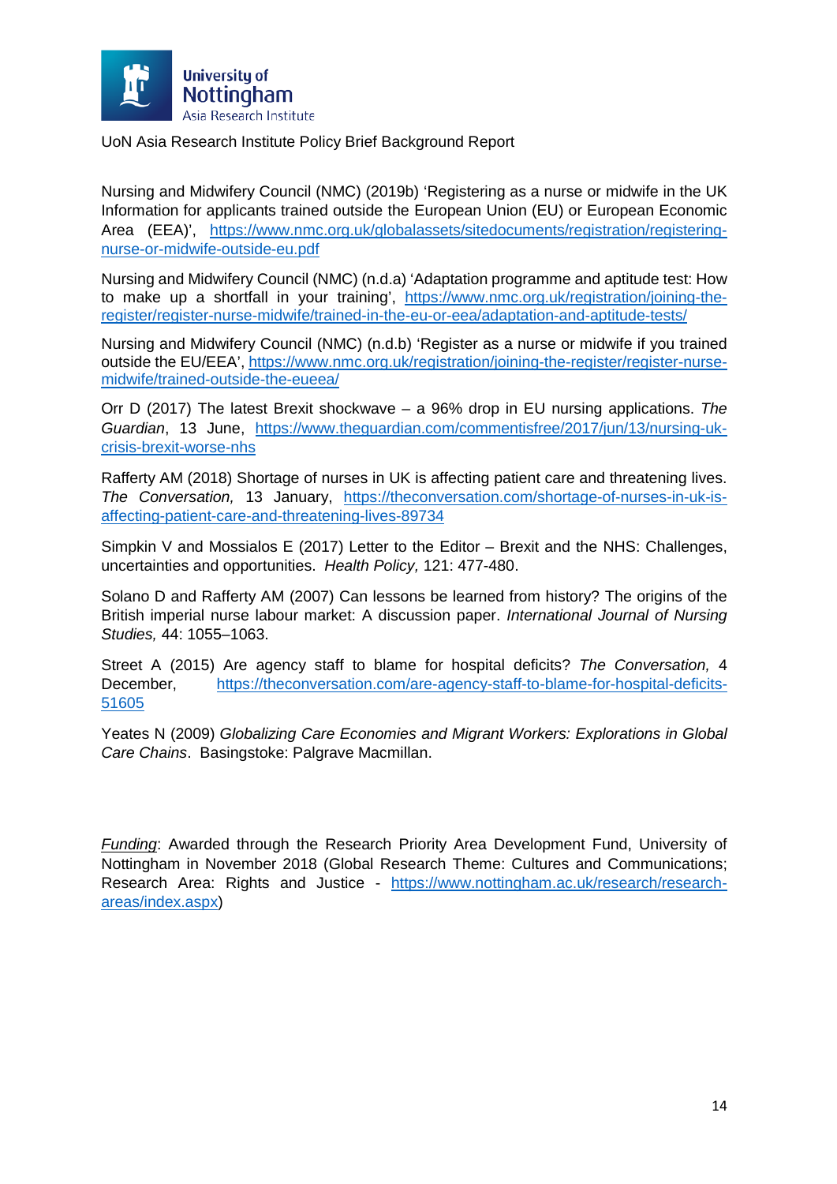Nursing and Midwifery Council (NMC) (2019b) 'Registering as a nurse or midwife in the UK Information for applicants trained outside the European Union (EU) or European Economic Area (EEA)', https://www.nmc.org.uk/globalassets/sitedocuments/registration/registering-nurse-or-midwife-outside-eu.pdf

Nursing and Midwifery Council (NMC) (n.d.a) 'Adaptation programme and aptitude test: How to make up a shortfall in your training', https://www.nmc.org.uk/registration/joining-the-register/register-nurse-midwife/trained-in-the-eu-or-eea/adaptation-and-aptitude-tests/

Nursing and Midwifery Council (NMC) (n.d.b) 'Register as a nurse or midwife if you trained outside the EU/EEA', https://www.nmc.org.uk/registration/joining-the-register/register-nurse-midwife/trained-outside-the-eueea/

Orr D (2017) The latest Brexit shockwave – a 96% drop in EU nursing applications. *The Guardian*, 13 June, https://www.theguardian.com/commentisfree/2017/jun/13/nursing-uk-crisis-brexit-worse-nhs

Rafferty AM (2018) Shortage of nurses in UK is affecting patient care and threatening lives. *The Conversation,* 13 January, https://theconversation.com/shortage-of-nurses-in-uk-is-affecting-patient-care-and-threatening-lives-89734

Simpkin V and Mossialos E (2017) Letter to the Editor – Brexit and the NHS: Challenges, uncertainties and opportunities. *Health Policy,* 121: 477-480.

Solano D and Rafferty AM (2007) Can lessons be learned from history? The origins of the British imperial nurse labour market: A discussion paper. *International Journal of Nursing Studies,* 44: 1055–1063.

Street A (2015) Are agency staff to blame for hospital deficits? *The Conversation,* 4 December, https://theconversation.com/are-agency-staff-to-blame-for-hospital-deficits-51605

Yeates N (2009) *Globalizing Care Economies and Migrant Workers: Explorations in Global Care Chains*. Basingstoke: Palgrave Macmillan.

*Funding*: Awarded through the Research Priority Area Development Fund, University of Nottingham in November 2018 (Global Research Theme: Cultures and Communications; Research Area: Rights and Justice - https://www.nottingham.ac.uk/research/research-areas/index.aspx)